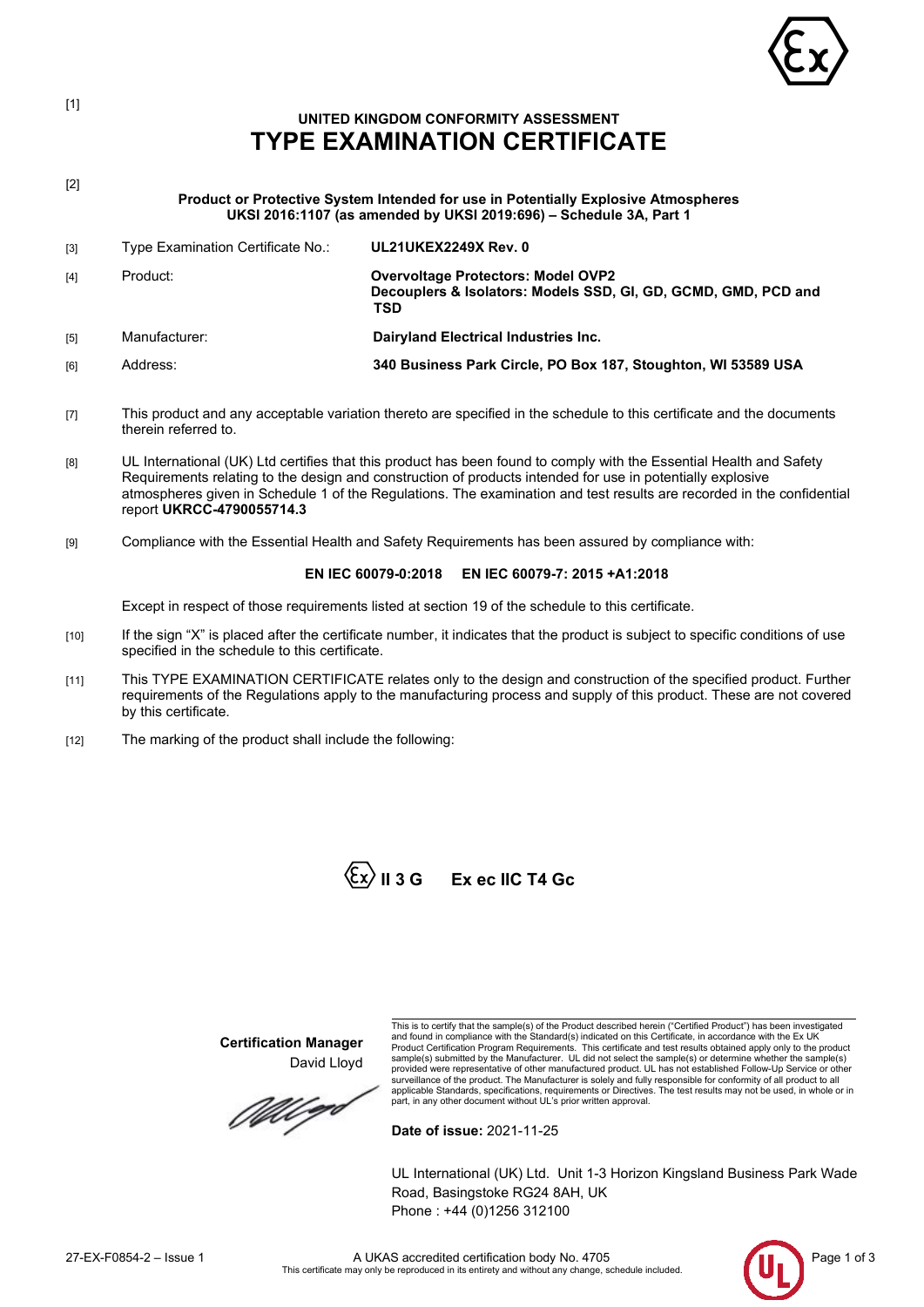[1]

# UNITED KINGDOM CONFORMITY ASSESSMENT
# TYPE EXAMINATION CERTIFICATE

[2]

**Product or Protective System Intended for use in Potentially Explosive Atmospheres**
**UKSI 2016:1107 (as amended by UKSI 2019:696) – Schedule 3A, Part 1**

| | | |
|---|---|---|
| [3] | Type Examination Certificate No.: | **UL21UKEX2249X Rev. 0** |
| [4] | Product: | **Overvoltage Protectors: Model OVP2**<br>**Decouplers & Isolators: Models SSD, GI, GD, GCMD, GMD, PCD and TSD** |
| [5] | Manufacturer: | **Dairyland Electrical Industries Inc.** |
| [6] | Address: | **340 Business Park Circle, PO Box 187, Stoughton, WI 53589 USA** |

[7] This product and any acceptable variation thereto are specified in the schedule to this certificate and the documents therein referred to.

[8] UL International (UK) Ltd certifies that this product has been found to comply with the Essential Health and Safety Requirements relating to the design and construction of products intended for use in potentially explosive atmospheres given in Schedule 1 of the Regulations. The examination and test results are recorded in the confidential report **UKRCC-4790055714.3**

[9] Compliance with the Essential Health and Safety Requirements has been assured by compliance with:

**EN IEC 60079-0:2018 EN IEC 60079-7: 2015 +A1:2018**

Except in respect of those requirements listed at section 19 of the schedule to this certificate.

[10] If the sign "X" is placed after the certificate number, it indicates that the product is subject to specific conditions of use specified in the schedule to this certificate.

[11] This TYPE EXAMINATION CERTIFICATE relates only to the design and construction of the specified product. Further requirements of the Regulations apply to the manufacturing process and supply of this product. These are not covered by this certificate.

[12] The marking of the product shall include the following:

**Ex II 3 G Ex ec IIC T4 Gc**

**Certification Manager**
David Lloyd

This is to certify that the sample(s) of the Product described herein ("Certified Product") has been investigated and found in compliance with the Standard(s) indicated on this Certificate, in accordance with the Ex UK Product Certification Program Requirements. This certificate and test results obtained apply only to the product sample(s) submitted by the Manufacturer. UL did not select the sample(s) or determine whether the sample(s) provided were representative of other manufactured product. UL has not established Follow-Up Service or other surveillance of the product. The Manufacturer is solely and fully responsible for conformity of all product to all applicable Standards, specifications, requirements or Directives. The test results may not be used, in whole or in part, in any other document without UL's prior written approval.

**Date of issue:** 2021-11-25

UL International (UK) Ltd. Unit 1-3 Horizon Kingsland Business Park Wade Road, Basingstoke RG24 8AH, UK
Phone : +44 (0)1256 312100

27-EX-F0854-2 – Issue 1

A UKAS accredited certification body No. 4705
This certificate may only be reproduced in its entirety and without any change, schedule included.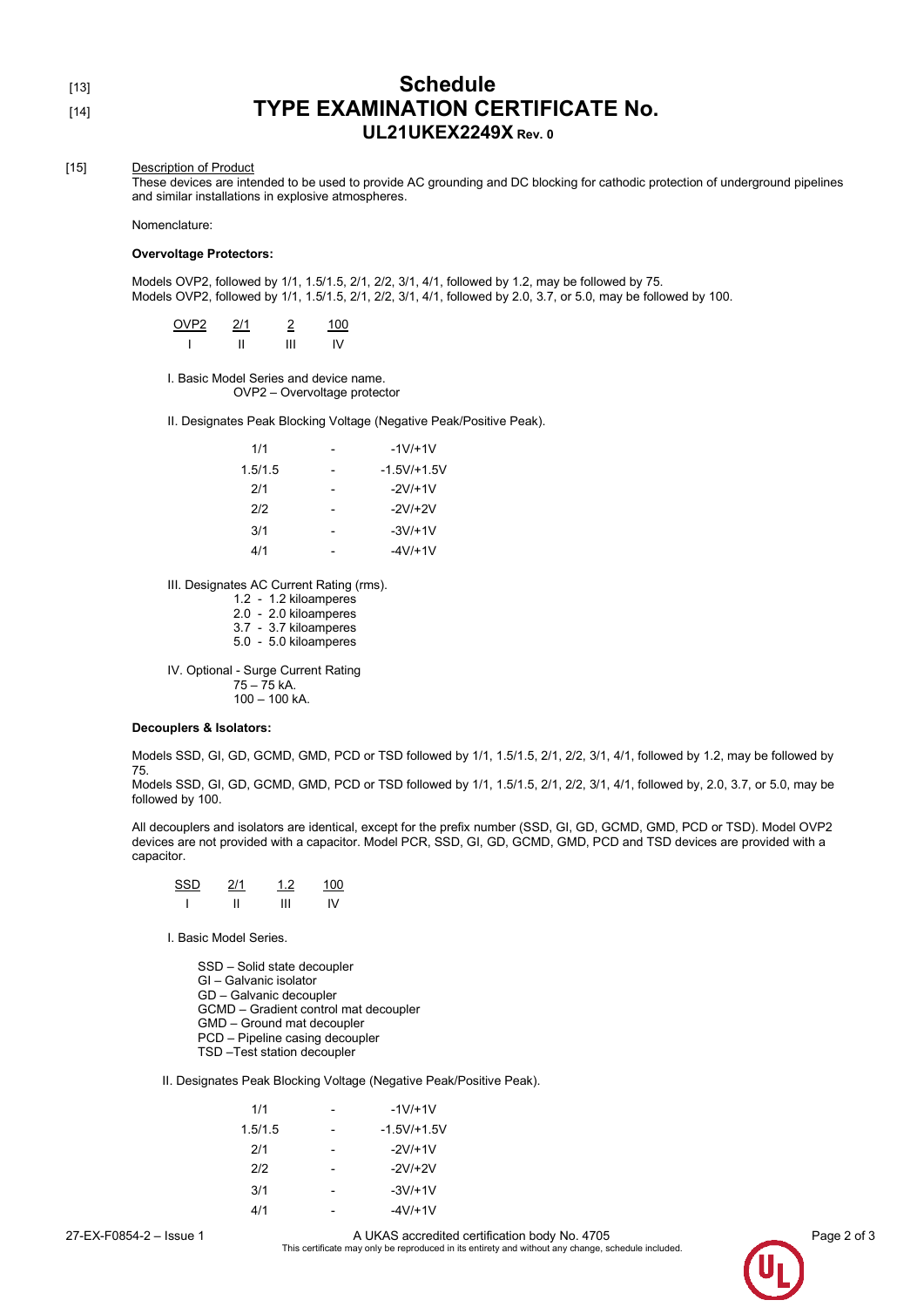[13]
# Schedule
[14]
# TYPE EXAMINATION CERTIFICATE No. UL21UKEX2249X Rev. 0

[15] Description of Product

These devices are intended to be used to provide AC grounding and DC blocking for cathodic protection of underground pipelines and similar installations in explosive atmospheres.

Nomenclature:

**Overvoltage Protectors:**

Models OVP2, followed by 1/1, 1.5/1.5, 2/1, 2/2, 3/1, 4/1, followed by 1.2, may be followed by 75.
Models OVP2, followed by 1/1, 1.5/1.5, 2/1, 2/2, 3/1, 4/1, followed by 2.0, 3.7, or 5.0, may be followed by 100.

| OVP2 | 2/1 | 2 | 100 |
|---|---|---|---|
| I | II | III | IV |

I. Basic Model Series and device name.
OVP2 – Overvoltage protector

II. Designates Peak Blocking Voltage (Negative Peak/Positive Peak).

| | | |
|---|---|---|
| 1/1 | - | -1V/+1V |
| 1.5/1.5 | - | -1.5V/+1.5V |
| 2/1 | - | -2V/+1V |
| 2/2 | - | -2V/+2V |
| 3/1 | - | -3V/+1V |
| 4/1 | - | -4V/+1V |

III. Designates AC Current Rating (rms).
1.2 - 1.2 kiloamperes
2.0 - 2.0 kiloamperes
3.7 - 3.7 kiloamperes
5.0 - 5.0 kiloamperes

IV. Optional - Surge Current Rating
75 – 75 kA.
100 – 100 kA.

**Decouplers & Isolators:**

Models SSD, GI, GD, GCMD, GMD, PCD or TSD followed by 1/1, 1.5/1.5, 2/1, 2/2, 3/1, 4/1, followed by 1.2, may be followed by 75.
Models SSD, GI, GD, GCMD, GMD, PCD or TSD followed by 1/1, 1.5/1.5, 2/1, 2/2, 3/1, 4/1, followed by, 2.0, 3.7, or 5.0, may be followed by 100.

All decouplers and isolators are identical, except for the prefix number (SSD, GI, GD, GCMD, GMD, PCD or TSD). Model OVP2 devices are not provided with a capacitor. Model PCR, SSD, GI, GD, GCMD, GMD, PCD and TSD devices are provided with a capacitor.

| SSD | 2/1 | 1.2 | 100 |
|---|---|---|---|
| I | II | III | IV |

I. Basic Model Series.

SSD – Solid state decoupler
GI – Galvanic isolator
GD – Galvanic decoupler
GCMD – Gradient control mat decoupler
GMD – Ground mat decoupler
PCD – Pipeline casing decoupler
TSD –Test station decoupler

II. Designates Peak Blocking Voltage (Negative Peak/Positive Peak).

| | | |
|---|---|---|
| 1/1 | - | -1V/+1V |
| 1.5/1.5 | - | -1.5V/+1.5V |
| 2/1 | - | -2V/+1V |
| 2/2 | - | -2V/+2V |
| 3/1 | - | -3V/+1V |
| 4/1 | - | -4V/+1V |

27-EX-F0854-2 – Issue 1

A UKAS accredited certification body No. 4705
This certificate may only be reproduced in its entirety and without any change, schedule included.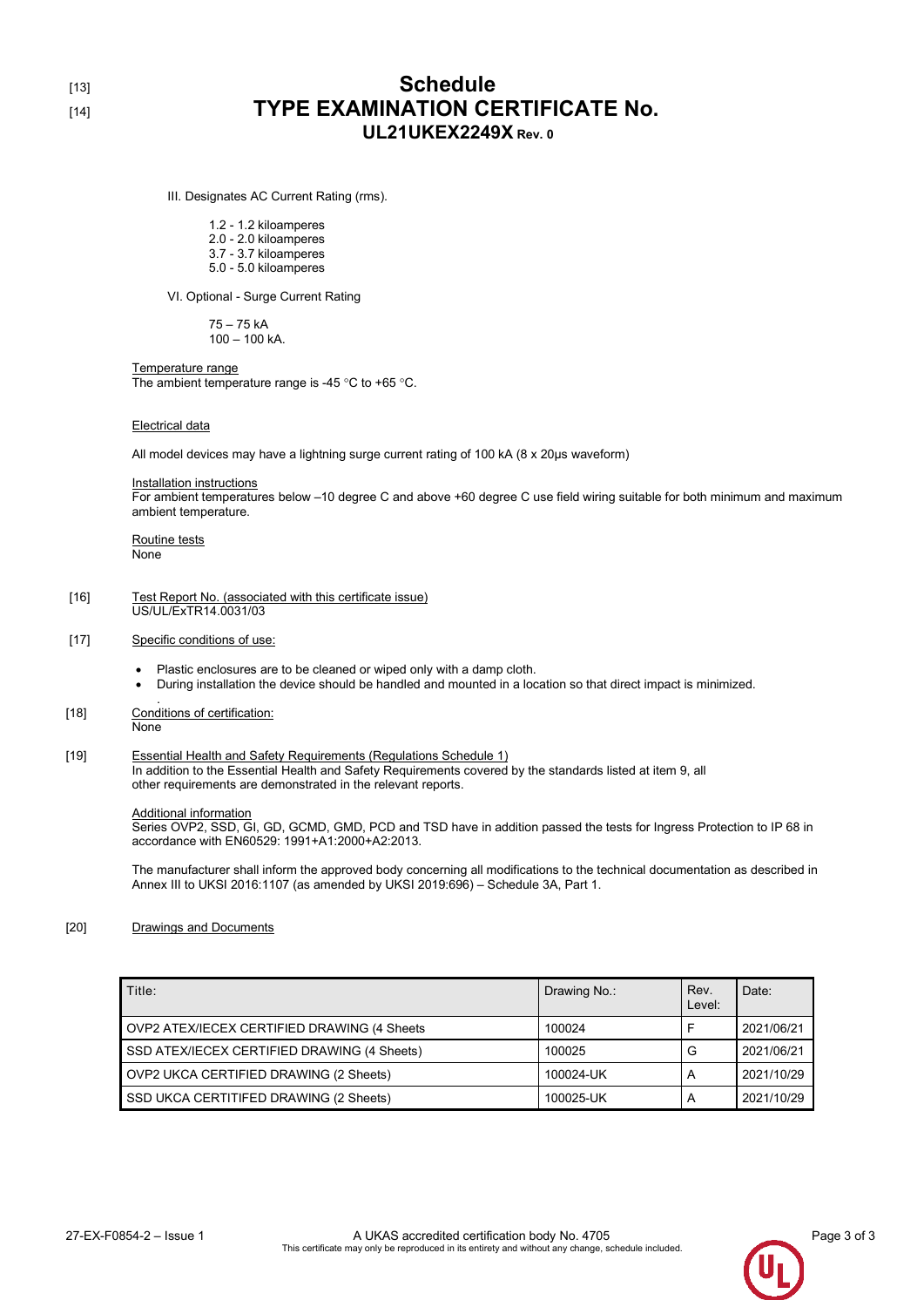[13]
# Schedule
[14]
# TYPE EXAMINATION CERTIFICATE No.
## UL21UKEX2249X Rev. 0

III. Designates AC Current Rating (rms).

1.2 - 1.2 kiloamperes
2.0 - 2.0 kiloamperes
3.7 - 3.7 kiloamperes
5.0 - 5.0 kiloamperes

VI. Optional - Surge Current Rating

75 – 75 kA
100 – 100 kA.

Temperature range
The ambient temperature range is -45 °C to +65 °C.

Electrical data

All model devices may have a lightning surge current rating of 100 kA (8 x 20μs waveform)

Installation instructions
For ambient temperatures below –10 degree C and above +60 degree C use field wiring suitable for both minimum and maximum ambient temperature.

Routine tests
None

[16] Test Report No. (associated with this certificate issue)
US/UL/ExTR14.0031/03

[17] Specific conditions of use:

- Plastic enclosures are to be cleaned or wiped only with a damp cloth.
- During installation the device should be handled and mounted in a location so that direct impact is minimized.

[18] Conditions of certification:
None

[19] Essential Health and Safety Requirements (Regulations Schedule 1)
In addition to the Essential Health and Safety Requirements covered by the standards listed at item 9, all other requirements are demonstrated in the relevant reports.

Additional information
Series OVP2, SSD, GI, GD, GCMD, GMD, PCD and TSD have in addition passed the tests for Ingress Protection to IP 68 in accordance with EN60529: 1991+A1:2000+A2:2013.

The manufacturer shall inform the approved body concerning all modifications to the technical documentation as described in Annex III to UKSI 2016:1107 (as amended by UKSI 2019:696) – Schedule 3A, Part 1.

[20] Drawings and Documents

| Title: | Drawing No.: | Rev. Level: | Date: |
|---|---|---|---|
| OVP2 ATEX/IECEX CERTIFIED DRAWING (4 Sheets | 100024 | F | 2021/06/21 |
| SSD ATEX/IECEX CERTIFIED DRAWING (4 Sheets) | 100025 | G | 2021/06/21 |
| OVP2 UKCA CERTIFIED DRAWING (2 Sheets) | 100024-UK | A | 2021/10/29 |
| SSD UKCA CERTITIFED DRAWING (2 Sheets) | 100025-UK | A | 2021/10/29 |

27-EX-F0854-2 – Issue 1

A UKAS accredited certification body No. 4705
This certificate may only be reproduced in its entirety and without any change, schedule included.